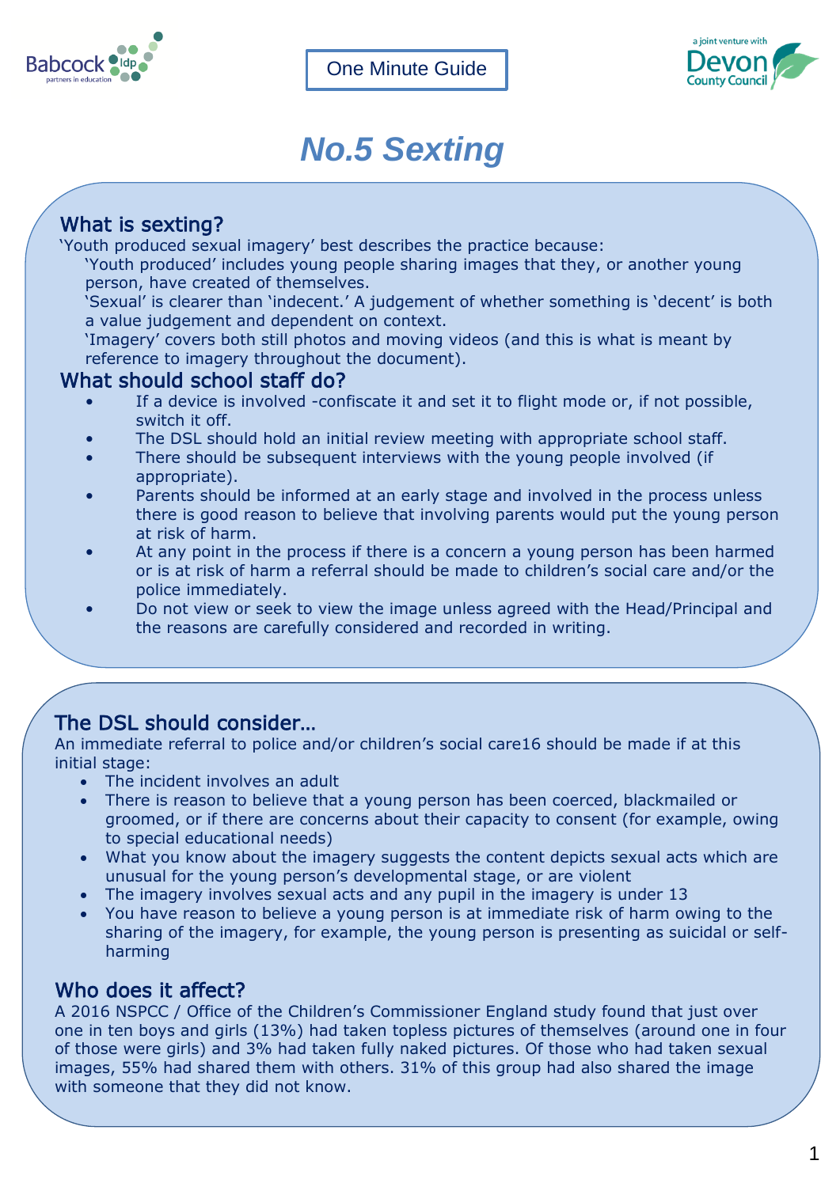One Minute Guide

# No.5 Sexting

## What is sexting?

'Youth produced sexual imagery' best describes the practice because:

'Youth produced' includes young people sharing images that they, or another young person, have created of themselves.

'Sexual' is clearer than 'indecent.' A judgement of whether something is 'decent' is both a value judgement and dependent on context.

'Imagery' covers both still photos and moving videos (and this is what is meant by reference to imagery throughout the document).

## What should school staff do?

- If a device is involved -confiscate it and set it to flight mode or, if not possible, switch it off.
- The DSL should hold an initial review meeting with appropriate school staff.
- There should be subsequent interviews with the young people involved (if appropriate).
- Parents should be informed at an early stage and involved in the process unless there is good reason to believe that involving parents would put the young person at risk of harm.
- At any point in the process if there is a concern a young person has been harmed or is at risk of harm a referral should be made to children's social care and/or the police immediately.
- Do not view or seek to view the image unless agreed with the Head/Principal and the reasons are carefully considered and recorded in writing.

## The DSL should consider…

An immediate referral to police and/or children's social care16 should be made if at this initial stage:

- The incident involves an adult
- There is reason to believe that a young person has been coerced, blackmailed or groomed, or if there are concerns about their capacity to consent (for example, owing to special educational needs)
- What you know about the imagery suggests the content depicts sexual acts which are unusual for the young person's developmental stage, or are violent
- The imagery involves sexual acts and any pupil in the imagery is under 13
- You have reason to believe a young person is at immediate risk of harm owing to the sharing of the imagery, for example, the young person is presenting as suicidal or self-harming

## Who does it affect?

A 2016 NSPCC / Office of the Children's Commissioner England study found that just over one in ten boys and girls (13%) had taken topless pictures of themselves (around one in four of those were girls) and 3% had taken fully naked pictures. Of those who had taken sexual images, 55% had shared them with others. 31% of this group had also shared the image with someone that they did not know.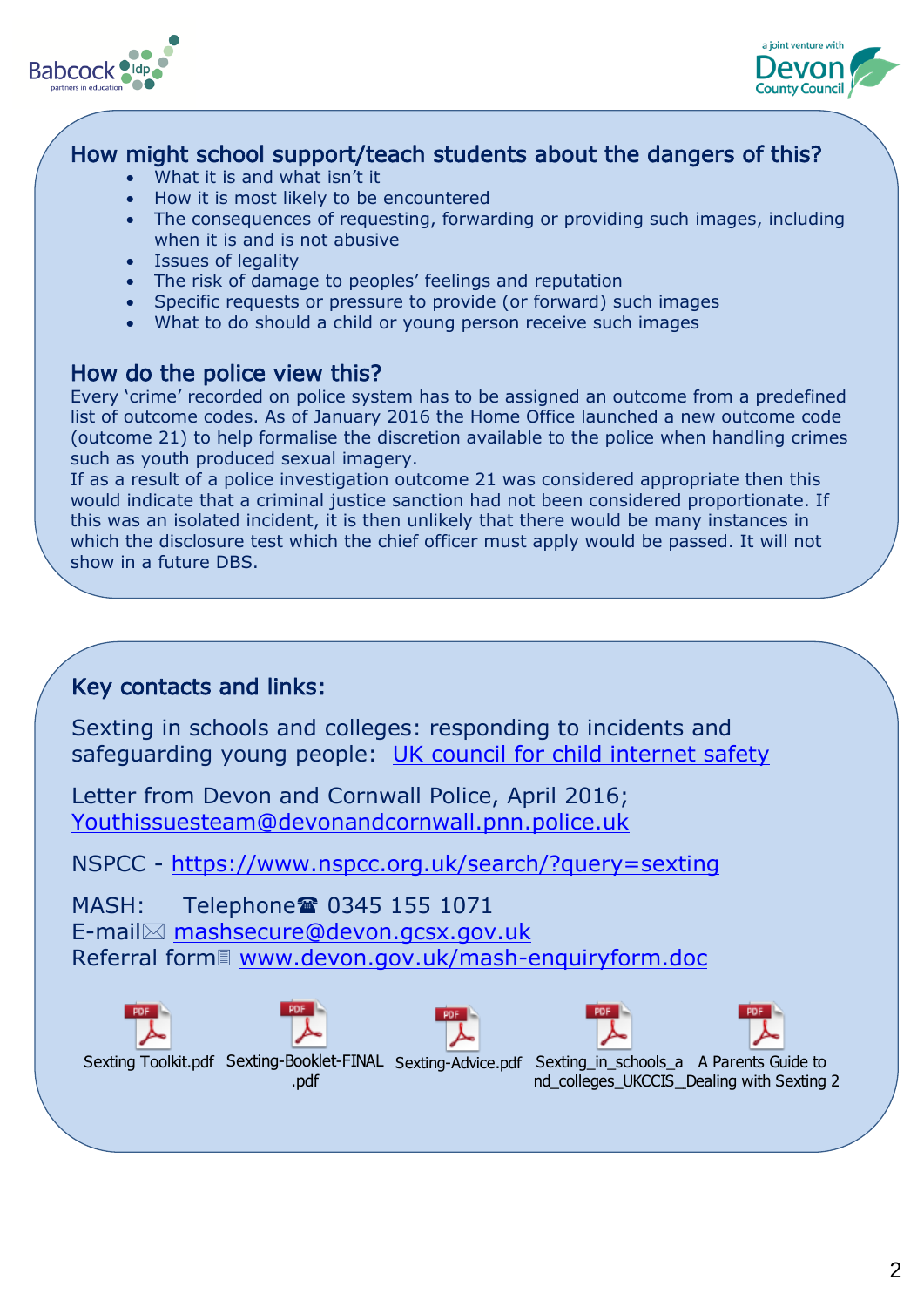## How might school support/teach students about the dangers of this?

- What it is and what isn't it
- How it is most likely to be encountered
- The consequences of requesting, forwarding or providing such images, including when it is and is not abusive
- Issues of legality
- The risk of damage to peoples' feelings and reputation
- Specific requests or pressure to provide (or forward) such images
- What to do should a child or young person receive such images

## How do the police view this?

Every 'crime' recorded on police system has to be assigned an outcome from a predefined list of outcome codes. As of January 2016 the Home Office launched a new outcome code (outcome 21) to help formalise the discretion available to the police when handling crimes such as youth produced sexual imagery.
If as a result of a police investigation outcome 21 was considered appropriate then this would indicate that a criminal justice sanction had not been considered proportionate. If this was an isolated incident, it is then unlikely that there would be many instances in which the disclosure test which the chief officer must apply would be passed. It will not show in a future DBS.

## Key contacts and links:

Sexting in schools and colleges: responding to incidents and safeguarding young people: UK council for child internet safety

Letter from Devon and Cornwall Police, April 2016;
Youthissuesteam@devonandcornwall.pnn.police.uk

NSPCC - https://www.nspcc.org.uk/search/?query=sexting

MASH: Telephone☎ 0345 155 1071
E-mail✉ mashsecure@devon.gcsx.gov.uk
Referral form www.devon.gov.uk/mash-enquiryform.doc

Sexting Toolkit.pdf    Sexting-Booklet-FINAL.pdf    Sexting-Advice.pdf    Sexting_in_schools_and_colleges_UKCCIS_    A Parents Guide to Dealing with Sexting 2